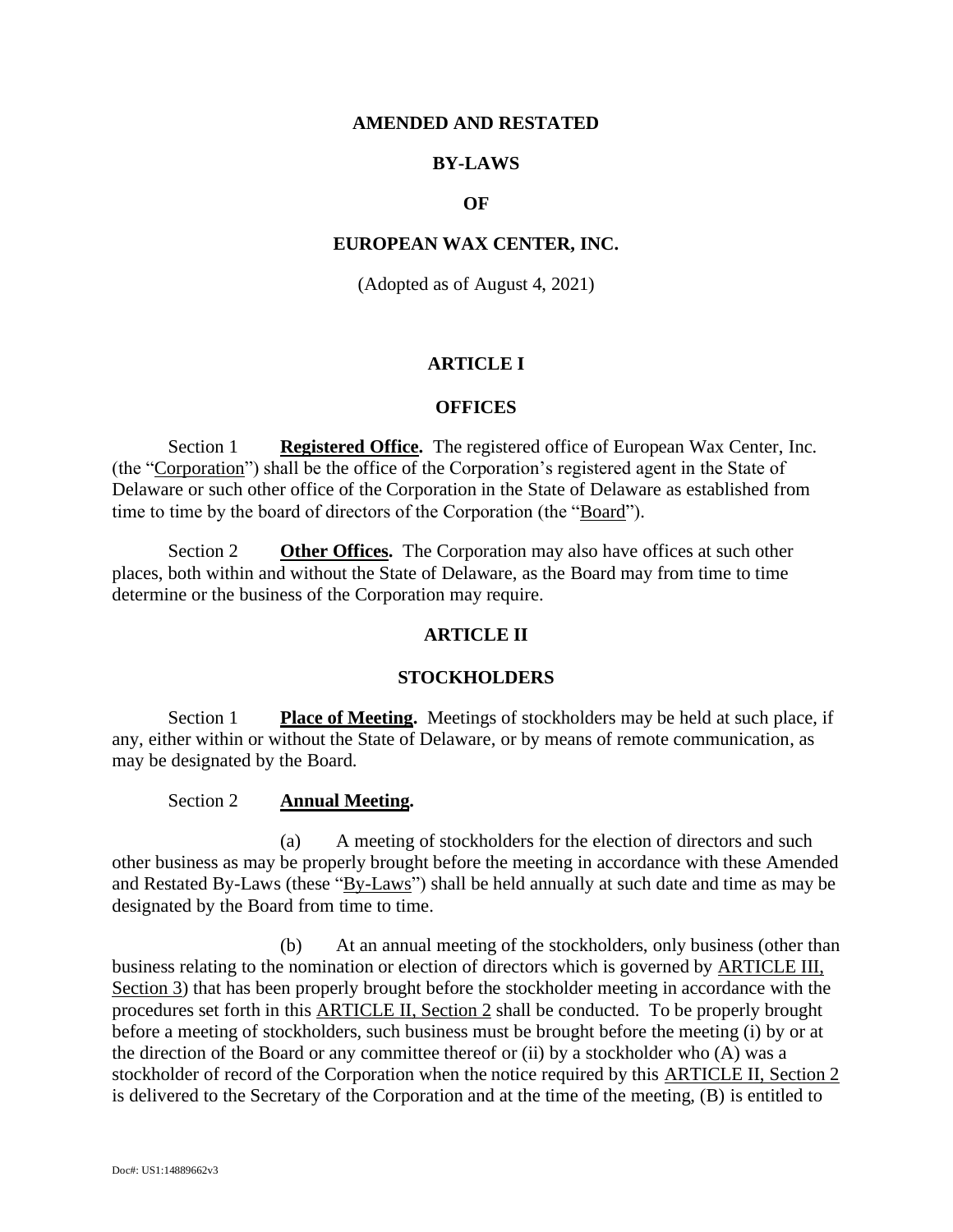# AMENDED AND RESTATED

# BY-LAWS

# OF

# EUROPEAN WAX CENTER, INC.

(Adopted as of August 4, 2021)

## ARTICLE I

## OFFICES

Section 1 **Registered Office.** The registered office of European Wax Center, Inc. (the "Corporation") shall be the office of the Corporation's registered agent in the State of Delaware or such other office of the Corporation in the State of Delaware as established from time to time by the board of directors of the Corporation (the "Board").

Section 2 **Other Offices.** The Corporation may also have offices at such other places, both within and without the State of Delaware, as the Board may from time to time determine or the business of the Corporation may require.

## ARTICLE II

## STOCKHOLDERS

Section 1 **Place of Meeting.** Meetings of stockholders may be held at such place, if any, either within or without the State of Delaware, or by means of remote communication, as may be designated by the Board.

Section 2 **Annual Meeting.**

(a) A meeting of stockholders for the election of directors and such other business as may be properly brought before the meeting in accordance with these Amended and Restated By-Laws (these "By-Laws") shall be held annually at such date and time as may be designated by the Board from time to time.

(b) At an annual meeting of the stockholders, only business (other than business relating to the nomination or election of directors which is governed by ARTICLE III, Section 3) that has been properly brought before the stockholder meeting in accordance with the procedures set forth in this ARTICLE II, Section 2 shall be conducted. To be properly brought before a meeting of stockholders, such business must be brought before the meeting (i) by or at the direction of the Board or any committee thereof or (ii) by a stockholder who (A) was a stockholder of record of the Corporation when the notice required by this ARTICLE II, Section 2 is delivered to the Secretary of the Corporation and at the time of the meeting, (B) is entitled to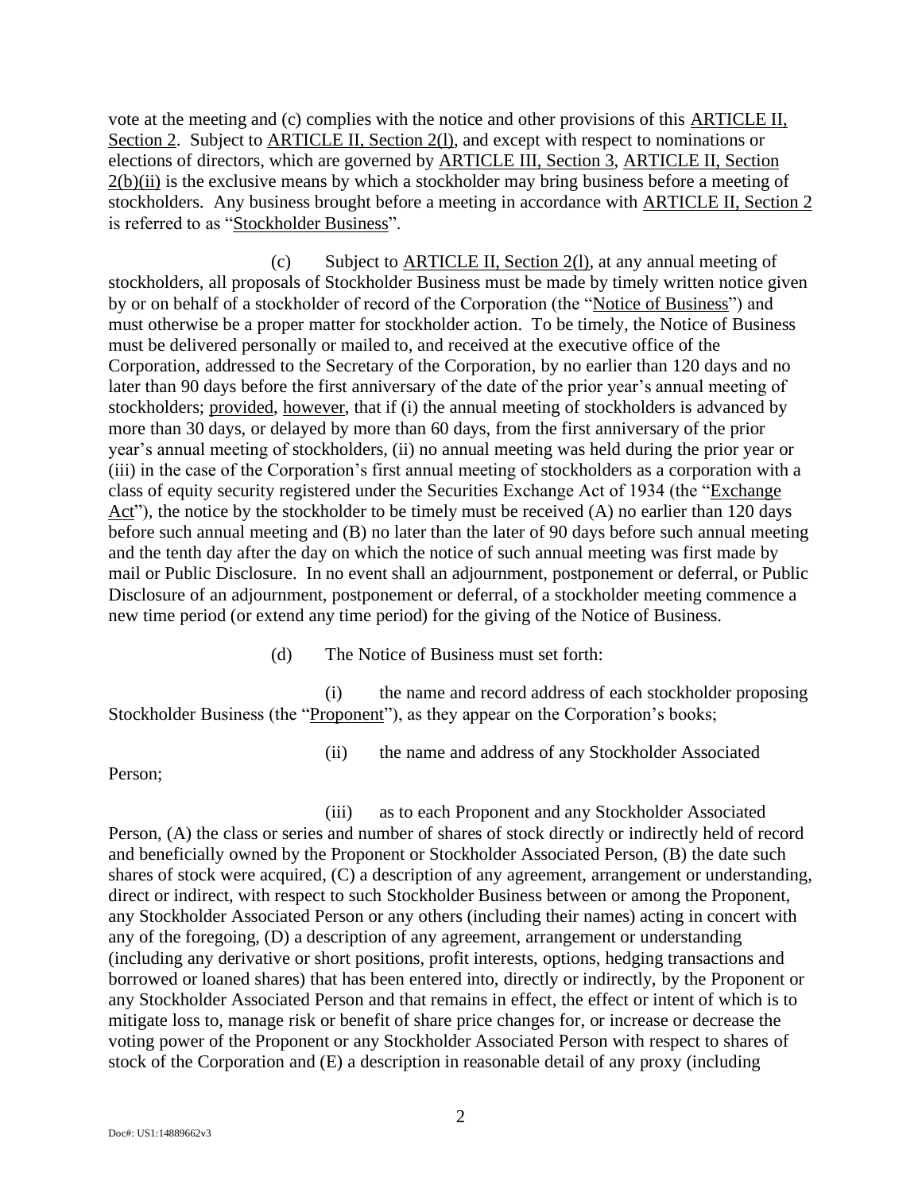vote at the meeting and (c) complies with the notice and other provisions of this ARTICLE II, Section 2. Subject to ARTICLE II, Section 2(l), and except with respect to nominations or elections of directors, which are governed by ARTICLE III, Section 3, ARTICLE II, Section 2(b)(ii) is the exclusive means by which a stockholder may bring business before a meeting of stockholders. Any business brought before a meeting in accordance with ARTICLE II, Section 2 is referred to as "Stockholder Business".

(c) Subject to ARTICLE II, Section 2(l), at any annual meeting of stockholders, all proposals of Stockholder Business must be made by timely written notice given by or on behalf of a stockholder of record of the Corporation (the "Notice of Business") and must otherwise be a proper matter for stockholder action. To be timely, the Notice of Business must be delivered personally or mailed to, and received at the executive office of the Corporation, addressed to the Secretary of the Corporation, by no earlier than 120 days and no later than 90 days before the first anniversary of the date of the prior year's annual meeting of stockholders; provided, however, that if (i) the annual meeting of stockholders is advanced by more than 30 days, or delayed by more than 60 days, from the first anniversary of the prior year's annual meeting of stockholders, (ii) no annual meeting was held during the prior year or (iii) in the case of the Corporation's first annual meeting of stockholders as a corporation with a class of equity security registered under the Securities Exchange Act of 1934 (the "Exchange Act"), the notice by the stockholder to be timely must be received (A) no earlier than 120 days before such annual meeting and (B) no later than the later of 90 days before such annual meeting and the tenth day after the day on which the notice of such annual meeting was first made by mail or Public Disclosure. In no event shall an adjournment, postponement or deferral, or Public Disclosure of an adjournment, postponement or deferral, of a stockholder meeting commence a new time period (or extend any time period) for the giving of the Notice of Business.

(d) The Notice of Business must set forth:

(i) the name and record address of each stockholder proposing Stockholder Business (the "Proponent"), as they appear on the Corporation's books;

(ii) the name and address of any Stockholder Associated Person;

(iii) as to each Proponent and any Stockholder Associated Person, (A) the class or series and number of shares of stock directly or indirectly held of record and beneficially owned by the Proponent or Stockholder Associated Person, (B) the date such shares of stock were acquired, (C) a description of any agreement, arrangement or understanding, direct or indirect, with respect to such Stockholder Business between or among the Proponent, any Stockholder Associated Person or any others (including their names) acting in concert with any of the foregoing, (D) a description of any agreement, arrangement or understanding (including any derivative or short positions, profit interests, options, hedging transactions and borrowed or loaned shares) that has been entered into, directly or indirectly, by the Proponent or any Stockholder Associated Person and that remains in effect, the effect or intent of which is to mitigate loss to, manage risk or benefit of share price changes for, or increase or decrease the voting power of the Proponent or any Stockholder Associated Person with respect to shares of stock of the Corporation and (E) a description in reasonable detail of any proxy (including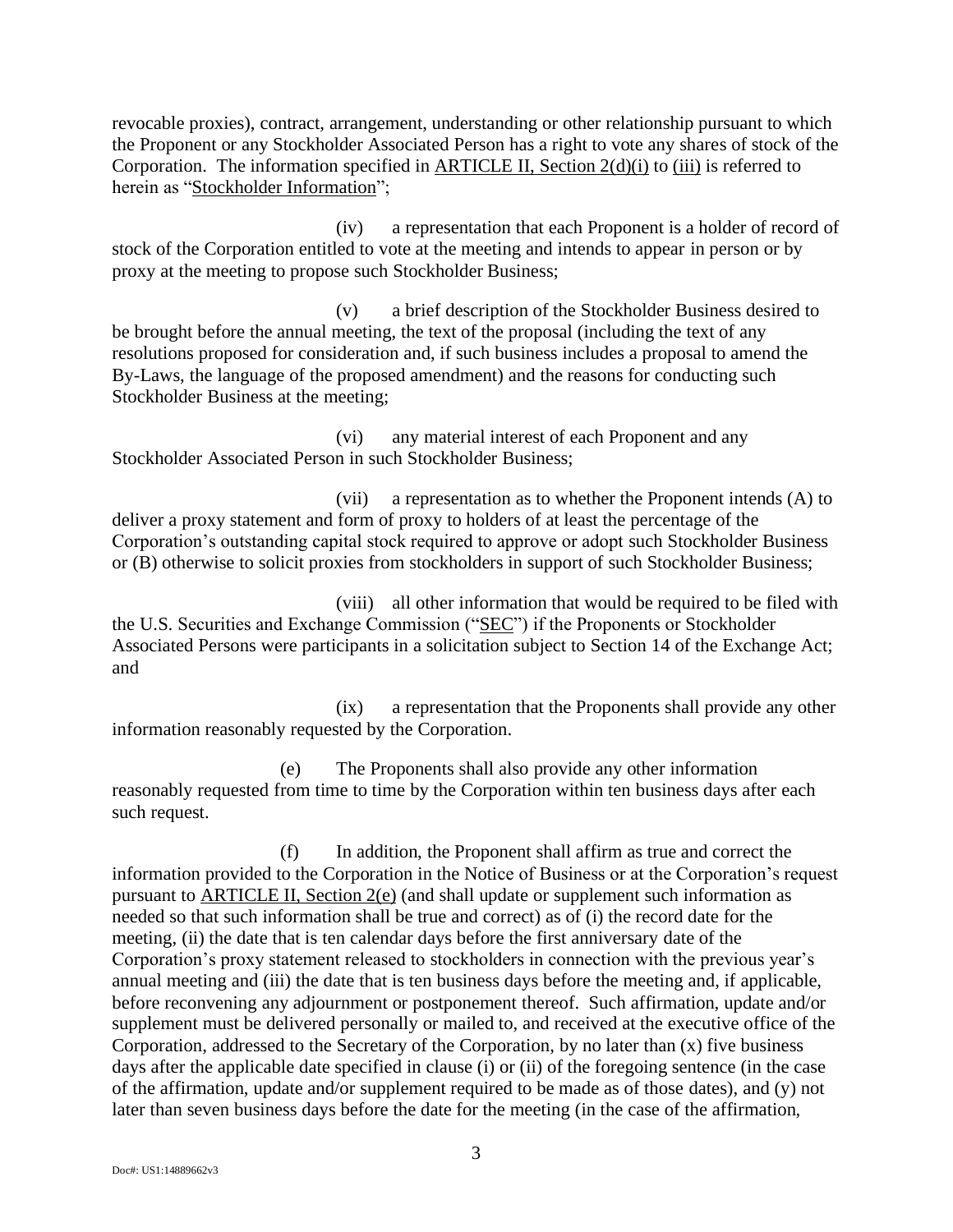revocable proxies), contract, arrangement, understanding or other relationship pursuant to which the Proponent or any Stockholder Associated Person has a right to vote any shares of stock of the Corporation. The information specified in ARTICLE II, Section 2(d)(i) to (iii) is referred to herein as "Stockholder Information";

(iv) a representation that each Proponent is a holder of record of stock of the Corporation entitled to vote at the meeting and intends to appear in person or by proxy at the meeting to propose such Stockholder Business;

(v) a brief description of the Stockholder Business desired to be brought before the annual meeting, the text of the proposal (including the text of any resolutions proposed for consideration and, if such business includes a proposal to amend the By-Laws, the language of the proposed amendment) and the reasons for conducting such Stockholder Business at the meeting;

(vi) any material interest of each Proponent and any Stockholder Associated Person in such Stockholder Business;

(vii) a representation as to whether the Proponent intends (A) to deliver a proxy statement and form of proxy to holders of at least the percentage of the Corporation's outstanding capital stock required to approve or adopt such Stockholder Business or (B) otherwise to solicit proxies from stockholders in support of such Stockholder Business;

(viii) all other information that would be required to be filed with the U.S. Securities and Exchange Commission ("SEC") if the Proponents or Stockholder Associated Persons were participants in a solicitation subject to Section 14 of the Exchange Act; and

(ix) a representation that the Proponents shall provide any other information reasonably requested by the Corporation.

(e) The Proponents shall also provide any other information reasonably requested from time to time by the Corporation within ten business days after each such request.

(f) In addition, the Proponent shall affirm as true and correct the information provided to the Corporation in the Notice of Business or at the Corporation's request pursuant to ARTICLE II, Section 2(e) (and shall update or supplement such information as needed so that such information shall be true and correct) as of (i) the record date for the meeting, (ii) the date that is ten calendar days before the first anniversary date of the Corporation's proxy statement released to stockholders in connection with the previous year's annual meeting and (iii) the date that is ten business days before the meeting and, if applicable, before reconvening any adjournment or postponement thereof. Such affirmation, update and/or supplement must be delivered personally or mailed to, and received at the executive office of the Corporation, addressed to the Secretary of the Corporation, by no later than (x) five business days after the applicable date specified in clause (i) or (ii) of the foregoing sentence (in the case of the affirmation, update and/or supplement required to be made as of those dates), and (y) not later than seven business days before the date for the meeting (in the case of the affirmation,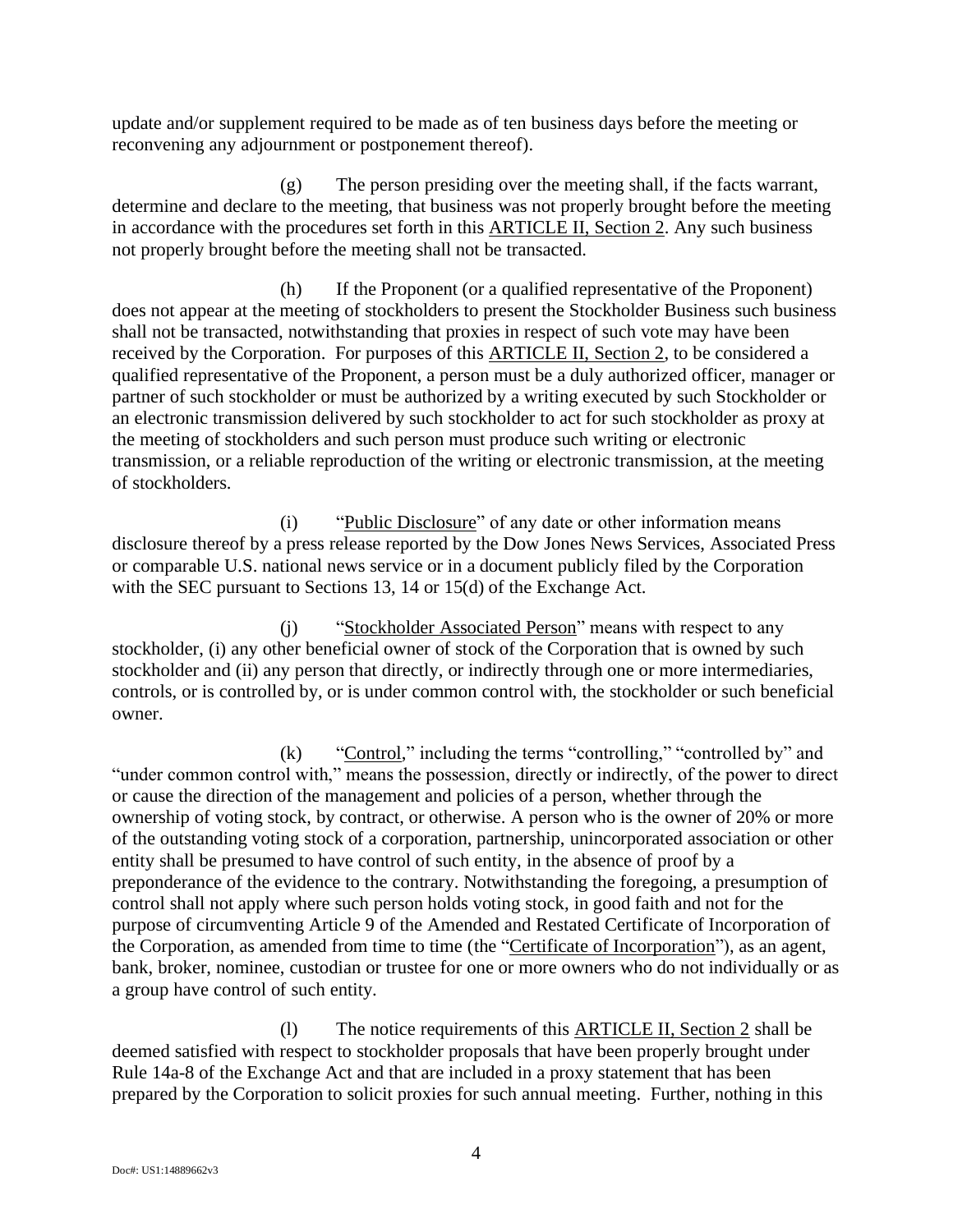update and/or supplement required to be made as of ten business days before the meeting or reconvening any adjournment or postponement thereof).

(g) The person presiding over the meeting shall, if the facts warrant, determine and declare to the meeting, that business was not properly brought before the meeting in accordance with the procedures set forth in this ARTICLE II, Section 2. Any such business not properly brought before the meeting shall not be transacted.

(h) If the Proponent (or a qualified representative of the Proponent) does not appear at the meeting of stockholders to present the Stockholder Business such business shall not be transacted, notwithstanding that proxies in respect of such vote may have been received by the Corporation. For purposes of this ARTICLE II, Section 2, to be considered a qualified representative of the Proponent, a person must be a duly authorized officer, manager or partner of such stockholder or must be authorized by a writing executed by such Stockholder or an electronic transmission delivered by such stockholder to act for such stockholder as proxy at the meeting of stockholders and such person must produce such writing or electronic transmission, or a reliable reproduction of the writing or electronic transmission, at the meeting of stockholders.

(i) "Public Disclosure" of any date or other information means disclosure thereof by a press release reported by the Dow Jones News Services, Associated Press or comparable U.S. national news service or in a document publicly filed by the Corporation with the SEC pursuant to Sections 13, 14 or 15(d) of the Exchange Act.

(j) "Stockholder Associated Person" means with respect to any stockholder, (i) any other beneficial owner of stock of the Corporation that is owned by such stockholder and (ii) any person that directly, or indirectly through one or more intermediaries, controls, or is controlled by, or is under common control with, the stockholder or such beneficial owner.

(k) "Control," including the terms "controlling," "controlled by" and "under common control with," means the possession, directly or indirectly, of the power to direct or cause the direction of the management and policies of a person, whether through the ownership of voting stock, by contract, or otherwise. A person who is the owner of 20% or more of the outstanding voting stock of a corporation, partnership, unincorporated association or other entity shall be presumed to have control of such entity, in the absence of proof by a preponderance of the evidence to the contrary. Notwithstanding the foregoing, a presumption of control shall not apply where such person holds voting stock, in good faith and not for the purpose of circumventing Article 9 of the Amended and Restated Certificate of Incorporation of the Corporation, as amended from time to time (the "Certificate of Incorporation"), as an agent, bank, broker, nominee, custodian or trustee for one or more owners who do not individually or as a group have control of such entity.

(l) The notice requirements of this ARTICLE II, Section 2 shall be deemed satisfied with respect to stockholder proposals that have been properly brought under Rule 14a-8 of the Exchange Act and that are included in a proxy statement that has been prepared by the Corporation to solicit proxies for such annual meeting. Further, nothing in this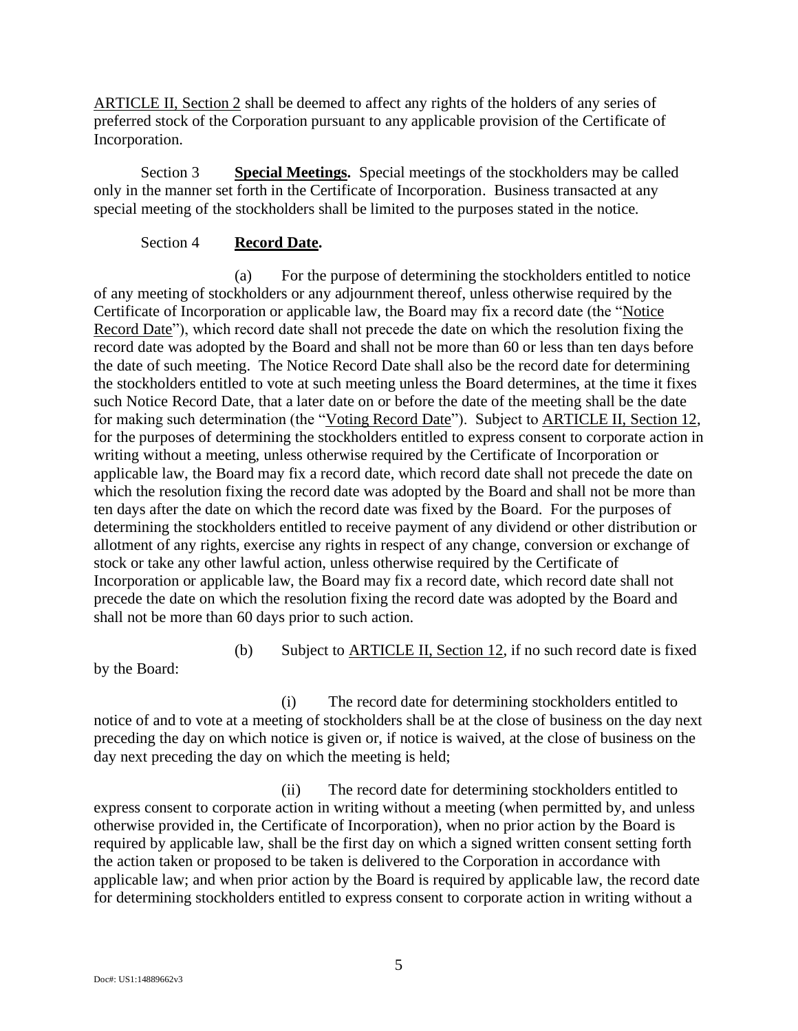ARTICLE II, Section 2 shall be deemed to affect any rights of the holders of any series of preferred stock of the Corporation pursuant to any applicable provision of the Certificate of Incorporation.

Section 3 **Special Meetings.** Special meetings of the stockholders may be called only in the manner set forth in the Certificate of Incorporation. Business transacted at any special meeting of the stockholders shall be limited to the purposes stated in the notice.

Section 4 **Record Date.**

(a) For the purpose of determining the stockholders entitled to notice of any meeting of stockholders or any adjournment thereof, unless otherwise required by the Certificate of Incorporation or applicable law, the Board may fix a record date (the "Notice Record Date"), which record date shall not precede the date on which the resolution fixing the record date was adopted by the Board and shall not be more than 60 or less than ten days before the date of such meeting. The Notice Record Date shall also be the record date for determining the stockholders entitled to vote at such meeting unless the Board determines, at the time it fixes such Notice Record Date, that a later date on or before the date of the meeting shall be the date for making such determination (the "Voting Record Date"). Subject to ARTICLE II, Section 12, for the purposes of determining the stockholders entitled to express consent to corporate action in writing without a meeting, unless otherwise required by the Certificate of Incorporation or applicable law, the Board may fix a record date, which record date shall not precede the date on which the resolution fixing the record date was adopted by the Board and shall not be more than ten days after the date on which the record date was fixed by the Board. For the purposes of determining the stockholders entitled to receive payment of any dividend or other distribution or allotment of any rights, exercise any rights in respect of any change, conversion or exchange of stock or take any other lawful action, unless otherwise required by the Certificate of Incorporation or applicable law, the Board may fix a record date, which record date shall not precede the date on which the resolution fixing the record date was adopted by the Board and shall not be more than 60 days prior to such action.

(b) Subject to ARTICLE II, Section 12, if no such record date is fixed by the Board:

(i) The record date for determining stockholders entitled to notice of and to vote at a meeting of stockholders shall be at the close of business on the day next preceding the day on which notice is given or, if notice is waived, at the close of business on the day next preceding the day on which the meeting is held;

(ii) The record date for determining stockholders entitled to express consent to corporate action in writing without a meeting (when permitted by, and unless otherwise provided in, the Certificate of Incorporation), when no prior action by the Board is required by applicable law, shall be the first day on which a signed written consent setting forth the action taken or proposed to be taken is delivered to the Corporation in accordance with applicable law; and when prior action by the Board is required by applicable law, the record date for determining stockholders entitled to express consent to corporate action in writing without a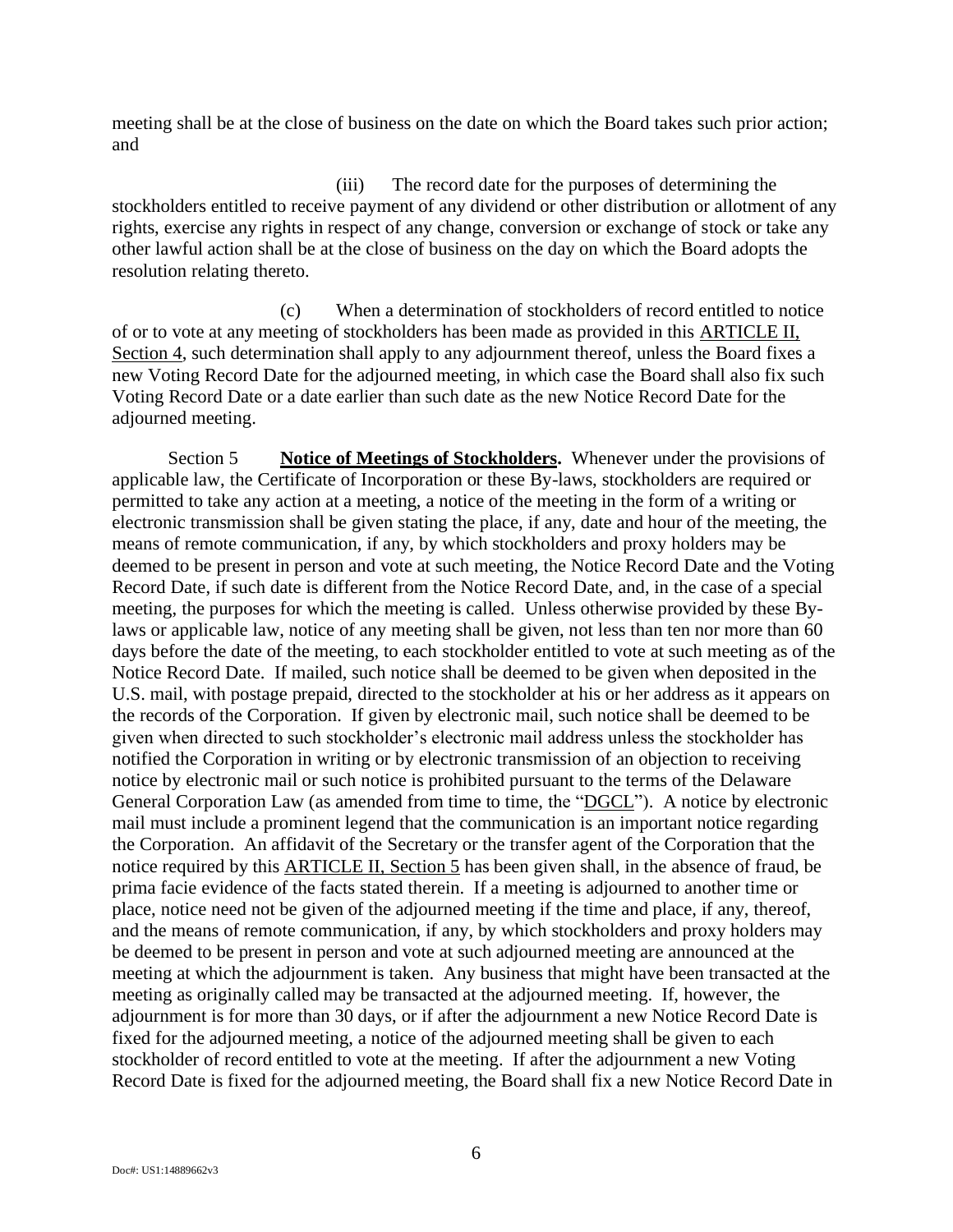meeting shall be at the close of business on the date on which the Board takes such prior action; and

(iii) The record date for the purposes of determining the stockholders entitled to receive payment of any dividend or other distribution or allotment of any rights, exercise any rights in respect of any change, conversion or exchange of stock or take any other lawful action shall be at the close of business on the day on which the Board adopts the resolution relating thereto.

(c) When a determination of stockholders of record entitled to notice of or to vote at any meeting of stockholders has been made as provided in this ARTICLE II, Section 4, such determination shall apply to any adjournment thereof, unless the Board fixes a new Voting Record Date for the adjourned meeting, in which case the Board shall also fix such Voting Record Date or a date earlier than such date as the new Notice Record Date for the adjourned meeting.

Section 5 **Notice of Meetings of Stockholders.** Whenever under the provisions of applicable law, the Certificate of Incorporation or these By-laws, stockholders are required or permitted to take any action at a meeting, a notice of the meeting in the form of a writing or electronic transmission shall be given stating the place, if any, date and hour of the meeting, the means of remote communication, if any, by which stockholders and proxy holders may be deemed to be present in person and vote at such meeting, the Notice Record Date and the Voting Record Date, if such date is different from the Notice Record Date, and, in the case of a special meeting, the purposes for which the meeting is called. Unless otherwise provided by these By-laws or applicable law, notice of any meeting shall be given, not less than ten nor more than 60 days before the date of the meeting, to each stockholder entitled to vote at such meeting as of the Notice Record Date. If mailed, such notice shall be deemed to be given when deposited in the U.S. mail, with postage prepaid, directed to the stockholder at his or her address as it appears on the records of the Corporation. If given by electronic mail, such notice shall be deemed to be given when directed to such stockholder's electronic mail address unless the stockholder has notified the Corporation in writing or by electronic transmission of an objection to receiving notice by electronic mail or such notice is prohibited pursuant to the terms of the Delaware General Corporation Law (as amended from time to time, the "DGCL"). A notice by electronic mail must include a prominent legend that the communication is an important notice regarding the Corporation. An affidavit of the Secretary or the transfer agent of the Corporation that the notice required by this ARTICLE II, Section 5 has been given shall, in the absence of fraud, be prima facie evidence of the facts stated therein. If a meeting is adjourned to another time or place, notice need not be given of the adjourned meeting if the time and place, if any, thereof, and the means of remote communication, if any, by which stockholders and proxy holders may be deemed to be present in person and vote at such adjourned meeting are announced at the meeting at which the adjournment is taken. Any business that might have been transacted at the meeting as originally called may be transacted at the adjourned meeting. If, however, the adjournment is for more than 30 days, or if after the adjournment a new Notice Record Date is fixed for the adjourned meeting, a notice of the adjourned meeting shall be given to each stockholder of record entitled to vote at the meeting. If after the adjournment a new Voting Record Date is fixed for the adjourned meeting, the Board shall fix a new Notice Record Date in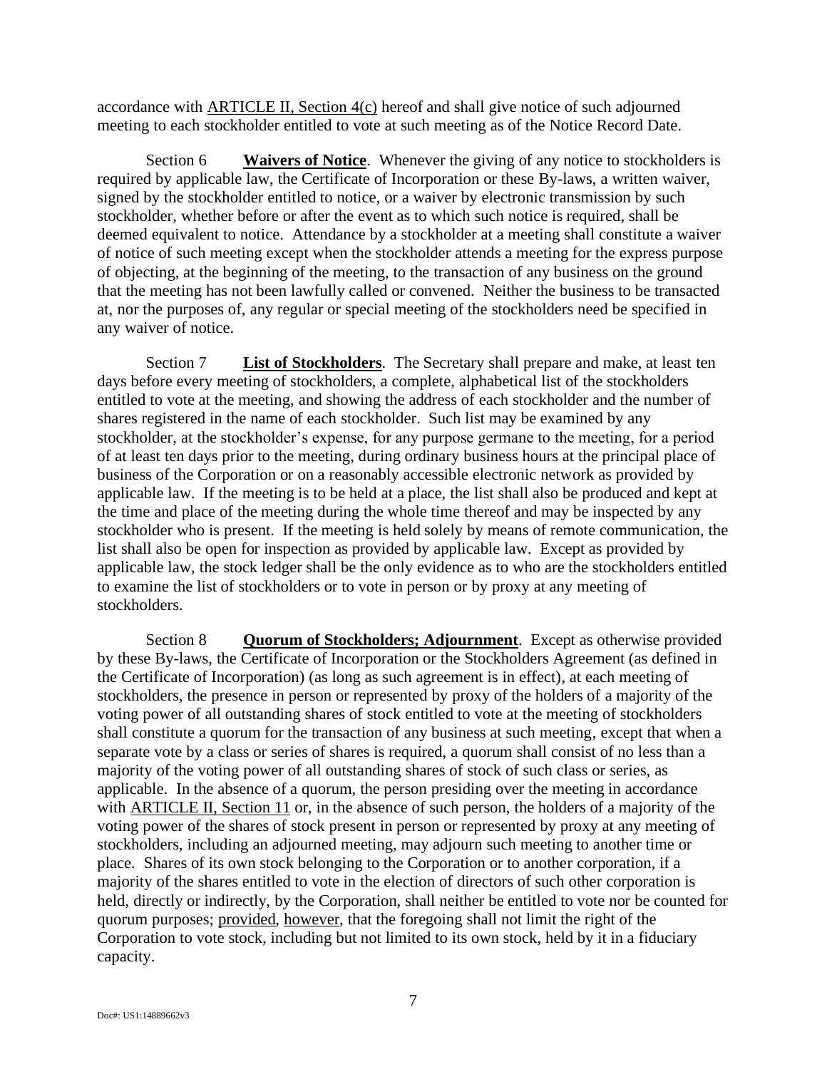accordance with ARTICLE II, Section 4(c) hereof and shall give notice of such adjourned meeting to each stockholder entitled to vote at such meeting as of the Notice Record Date.

Section 6 **Waivers of Notice**. Whenever the giving of any notice to stockholders is required by applicable law, the Certificate of Incorporation or these By-laws, a written waiver, signed by the stockholder entitled to notice, or a waiver by electronic transmission by such stockholder, whether before or after the event as to which such notice is required, shall be deemed equivalent to notice. Attendance by a stockholder at a meeting shall constitute a waiver of notice of such meeting except when the stockholder attends a meeting for the express purpose of objecting, at the beginning of the meeting, to the transaction of any business on the ground that the meeting has not been lawfully called or convened. Neither the business to be transacted at, nor the purposes of, any regular or special meeting of the stockholders need be specified in any waiver of notice.

Section 7 **List of Stockholders**. The Secretary shall prepare and make, at least ten days before every meeting of stockholders, a complete, alphabetical list of the stockholders entitled to vote at the meeting, and showing the address of each stockholder and the number of shares registered in the name of each stockholder. Such list may be examined by any stockholder, at the stockholder's expense, for any purpose germane to the meeting, for a period of at least ten days prior to the meeting, during ordinary business hours at the principal place of business of the Corporation or on a reasonably accessible electronic network as provided by applicable law. If the meeting is to be held at a place, the list shall also be produced and kept at the time and place of the meeting during the whole time thereof and may be inspected by any stockholder who is present. If the meeting is held solely by means of remote communication, the list shall also be open for inspection as provided by applicable law. Except as provided by applicable law, the stock ledger shall be the only evidence as to who are the stockholders entitled to examine the list of stockholders or to vote in person or by proxy at any meeting of stockholders.

Section 8 **Quorum of Stockholders; Adjournment**. Except as otherwise provided by these By-laws, the Certificate of Incorporation or the Stockholders Agreement (as defined in the Certificate of Incorporation) (as long as such agreement is in effect), at each meeting of stockholders, the presence in person or represented by proxy of the holders of a majority of the voting power of all outstanding shares of stock entitled to vote at the meeting of stockholders shall constitute a quorum for the transaction of any business at such meeting, except that when a separate vote by a class or series of shares is required, a quorum shall consist of no less than a majority of the voting power of all outstanding shares of stock of such class or series, as applicable. In the absence of a quorum, the person presiding over the meeting in accordance with ARTICLE II, Section 11 or, in the absence of such person, the holders of a majority of the voting power of the shares of stock present in person or represented by proxy at any meeting of stockholders, including an adjourned meeting, may adjourn such meeting to another time or place. Shares of its own stock belonging to the Corporation or to another corporation, if a majority of the shares entitled to vote in the election of directors of such other corporation is held, directly or indirectly, by the Corporation, shall neither be entitled to vote nor be counted for quorum purposes; provided, however, that the foregoing shall not limit the right of the Corporation to vote stock, including but not limited to its own stock, held by it in a fiduciary capacity.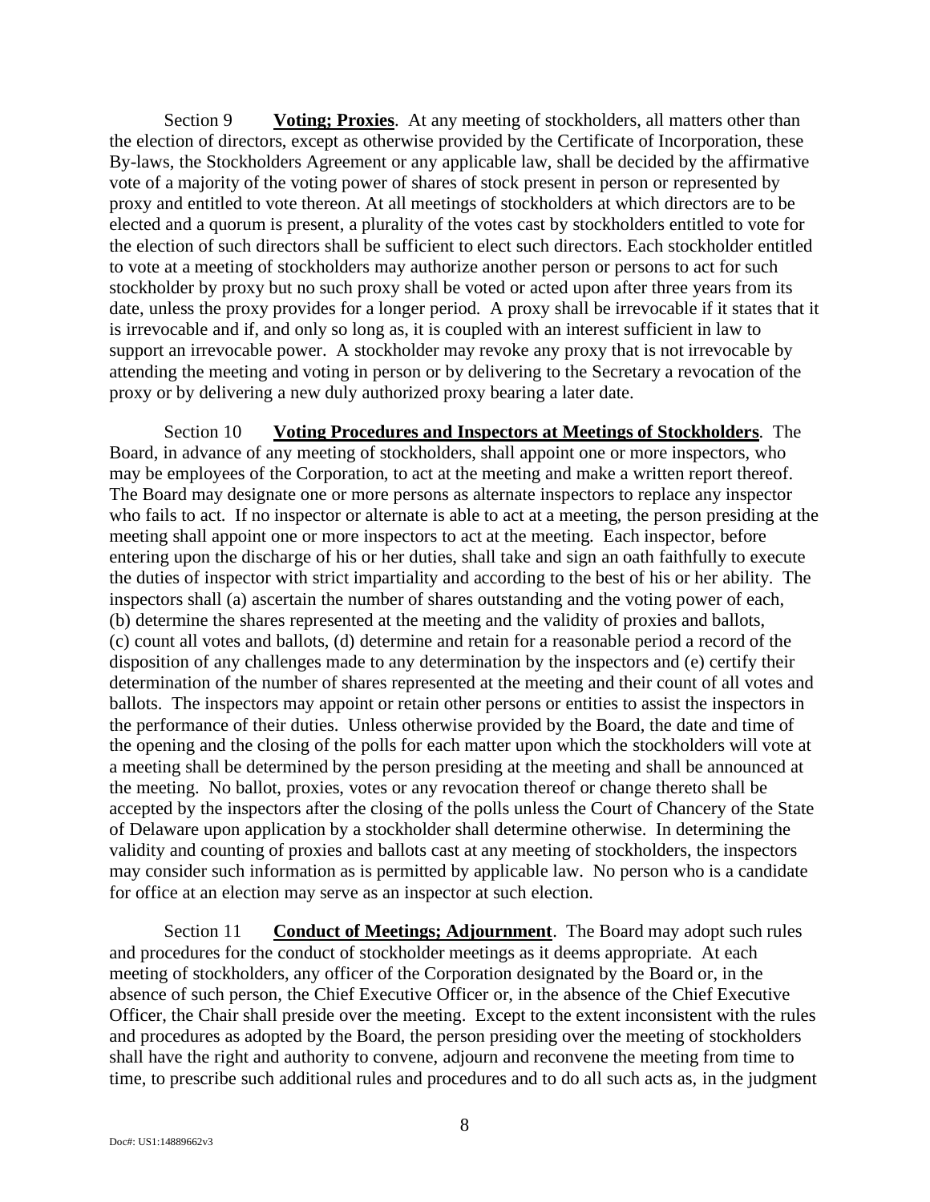Section 9 **Voting; Proxies**. At any meeting of stockholders, all matters other than the election of directors, except as otherwise provided by the Certificate of Incorporation, these By-laws, the Stockholders Agreement or any applicable law, shall be decided by the affirmative vote of a majority of the voting power of shares of stock present in person or represented by proxy and entitled to vote thereon. At all meetings of stockholders at which directors are to be elected and a quorum is present, a plurality of the votes cast by stockholders entitled to vote for the election of such directors shall be sufficient to elect such directors. Each stockholder entitled to vote at a meeting of stockholders may authorize another person or persons to act for such stockholder by proxy but no such proxy shall be voted or acted upon after three years from its date, unless the proxy provides for a longer period. A proxy shall be irrevocable if it states that it is irrevocable and if, and only so long as, it is coupled with an interest sufficient in law to support an irrevocable power. A stockholder may revoke any proxy that is not irrevocable by attending the meeting and voting in person or by delivering to the Secretary a revocation of the proxy or by delivering a new duly authorized proxy bearing a later date.

Section 10 **Voting Procedures and Inspectors at Meetings of Stockholders**. The Board, in advance of any meeting of stockholders, shall appoint one or more inspectors, who may be employees of the Corporation, to act at the meeting and make a written report thereof. The Board may designate one or more persons as alternate inspectors to replace any inspector who fails to act. If no inspector or alternate is able to act at a meeting, the person presiding at the meeting shall appoint one or more inspectors to act at the meeting. Each inspector, before entering upon the discharge of his or her duties, shall take and sign an oath faithfully to execute the duties of inspector with strict impartiality and according to the best of his or her ability. The inspectors shall (a) ascertain the number of shares outstanding and the voting power of each, (b) determine the shares represented at the meeting and the validity of proxies and ballots, (c) count all votes and ballots, (d) determine and retain for a reasonable period a record of the disposition of any challenges made to any determination by the inspectors and (e) certify their determination of the number of shares represented at the meeting and their count of all votes and ballots. The inspectors may appoint or retain other persons or entities to assist the inspectors in the performance of their duties. Unless otherwise provided by the Board, the date and time of the opening and the closing of the polls for each matter upon which the stockholders will vote at a meeting shall be determined by the person presiding at the meeting and shall be announced at the meeting. No ballot, proxies, votes or any revocation thereof or change thereto shall be accepted by the inspectors after the closing of the polls unless the Court of Chancery of the State of Delaware upon application by a stockholder shall determine otherwise. In determining the validity and counting of proxies and ballots cast at any meeting of stockholders, the inspectors may consider such information as is permitted by applicable law. No person who is a candidate for office at an election may serve as an inspector at such election.

Section 11 **Conduct of Meetings; Adjournment**. The Board may adopt such rules and procedures for the conduct of stockholder meetings as it deems appropriate. At each meeting of stockholders, any officer of the Corporation designated by the Board or, in the absence of such person, the Chief Executive Officer or, in the absence of the Chief Executive Officer, the Chair shall preside over the meeting. Except to the extent inconsistent with the rules and procedures as adopted by the Board, the person presiding over the meeting of stockholders shall have the right and authority to convene, adjourn and reconvene the meeting from time to time, to prescribe such additional rules and procedures and to do all such acts as, in the judgment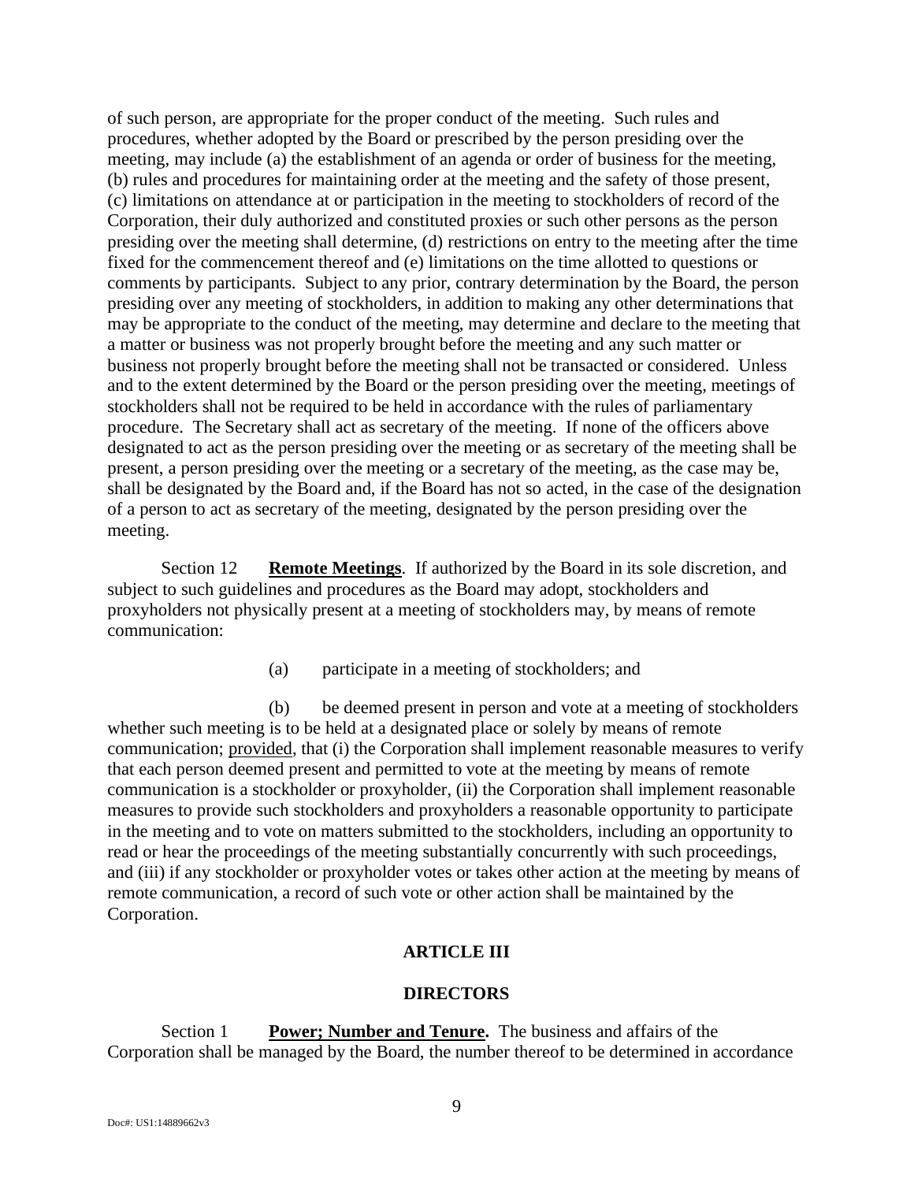of such person, are appropriate for the proper conduct of the meeting. Such rules and procedures, whether adopted by the Board or prescribed by the person presiding over the meeting, may include (a) the establishment of an agenda or order of business for the meeting, (b) rules and procedures for maintaining order at the meeting and the safety of those present, (c) limitations on attendance at or participation in the meeting to stockholders of record of the Corporation, their duly authorized and constituted proxies or such other persons as the person presiding over the meeting shall determine, (d) restrictions on entry to the meeting after the time fixed for the commencement thereof and (e) limitations on the time allotted to questions or comments by participants. Subject to any prior, contrary determination by the Board, the person presiding over any meeting of stockholders, in addition to making any other determinations that may be appropriate to the conduct of the meeting, may determine and declare to the meeting that a matter or business was not properly brought before the meeting and any such matter or business not properly brought before the meeting shall not be transacted or considered. Unless and to the extent determined by the Board or the person presiding over the meeting, meetings of stockholders shall not be required to be held in accordance with the rules of parliamentary procedure. The Secretary shall act as secretary of the meeting. If none of the officers above designated to act as the person presiding over the meeting or as secretary of the meeting shall be present, a person presiding over the meeting or a secretary of the meeting, as the case may be, shall be designated by the Board and, if the Board has not so acted, in the case of the designation of a person to act as secretary of the meeting, designated by the person presiding over the meeting.

Section 12 **Remote Meetings**. If authorized by the Board in its sole discretion, and subject to such guidelines and procedures as the Board may adopt, stockholders and proxyholders not physically present at a meeting of stockholders may, by means of remote communication:

(a) participate in a meeting of stockholders; and

(b) be deemed present in person and vote at a meeting of stockholders whether such meeting is to be held at a designated place or solely by means of remote communication; provided, that (i) the Corporation shall implement reasonable measures to verify that each person deemed present and permitted to vote at the meeting by means of remote communication is a stockholder or proxyholder, (ii) the Corporation shall implement reasonable measures to provide such stockholders and proxyholders a reasonable opportunity to participate in the meeting and to vote on matters submitted to the stockholders, including an opportunity to read or hear the proceedings of the meeting substantially concurrently with such proceedings, and (iii) if any stockholder or proxyholder votes or takes other action at the meeting by means of remote communication, a record of such vote or other action shall be maintained by the Corporation.

## ARTICLE III

## DIRECTORS

Section 1 **Power; Number and Tenure.** The business and affairs of the Corporation shall be managed by the Board, the number thereof to be determined in accordance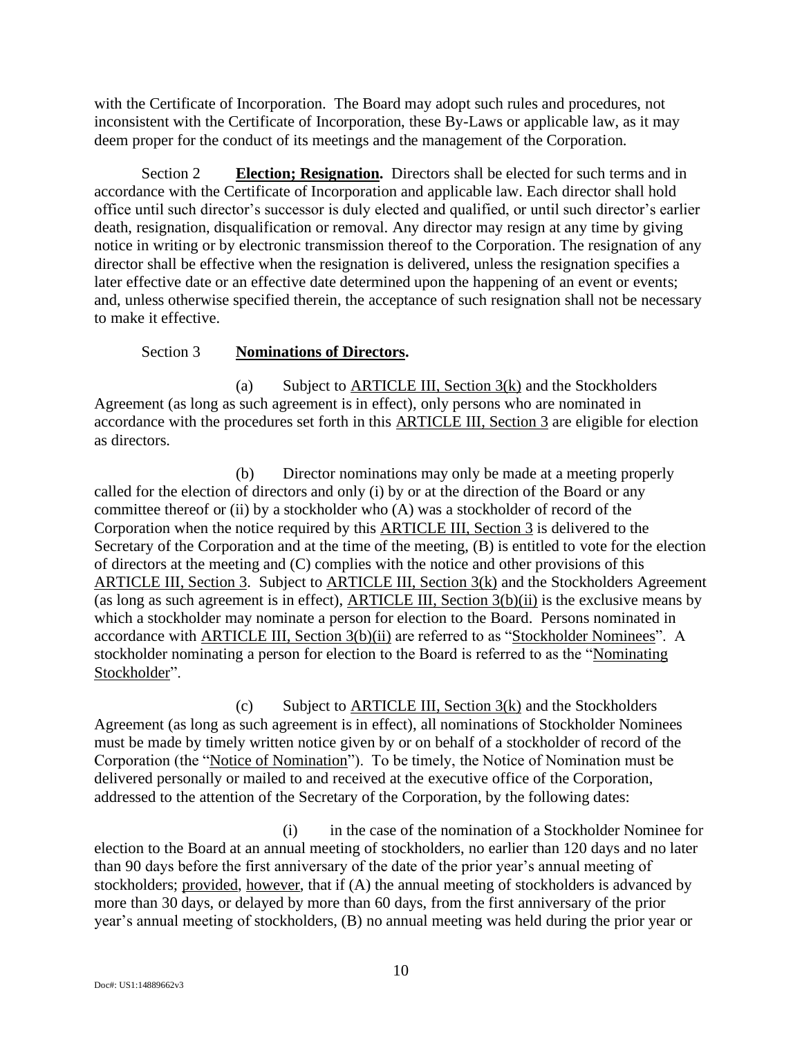with the Certificate of Incorporation. The Board may adopt such rules and procedures, not inconsistent with the Certificate of Incorporation, these By-Laws or applicable law, as it may deem proper for the conduct of its meetings and the management of the Corporation.

Section 2 **Election; Resignation.** Directors shall be elected for such terms and in accordance with the Certificate of Incorporation and applicable law. Each director shall hold office until such director's successor is duly elected and qualified, or until such director's earlier death, resignation, disqualification or removal. Any director may resign at any time by giving notice in writing or by electronic transmission thereof to the Corporation. The resignation of any director shall be effective when the resignation is delivered, unless the resignation specifies a later effective date or an effective date determined upon the happening of an event or events; and, unless otherwise specified therein, the acceptance of such resignation shall not be necessary to make it effective.

Section 3 **Nominations of Directors.**

(a) Subject to ARTICLE III, Section 3(k) and the Stockholders Agreement (as long as such agreement is in effect), only persons who are nominated in accordance with the procedures set forth in this ARTICLE III, Section 3 are eligible for election as directors.

(b) Director nominations may only be made at a meeting properly called for the election of directors and only (i) by or at the direction of the Board or any committee thereof or (ii) by a stockholder who (A) was a stockholder of record of the Corporation when the notice required by this ARTICLE III, Section 3 is delivered to the Secretary of the Corporation and at the time of the meeting, (B) is entitled to vote for the election of directors at the meeting and (C) complies with the notice and other provisions of this ARTICLE III, Section 3. Subject to ARTICLE III, Section 3(k) and the Stockholders Agreement (as long as such agreement is in effect), ARTICLE III, Section 3(b)(ii) is the exclusive means by which a stockholder may nominate a person for election to the Board. Persons nominated in accordance with ARTICLE III, Section 3(b)(ii) are referred to as "Stockholder Nominees". A stockholder nominating a person for election to the Board is referred to as the "Nominating Stockholder".

(c) Subject to ARTICLE III, Section 3(k) and the Stockholders Agreement (as long as such agreement is in effect), all nominations of Stockholder Nominees must be made by timely written notice given by or on behalf of a stockholder of record of the Corporation (the "Notice of Nomination"). To be timely, the Notice of Nomination must be delivered personally or mailed to and received at the executive office of the Corporation, addressed to the attention of the Secretary of the Corporation, by the following dates:

(i) in the case of the nomination of a Stockholder Nominee for election to the Board at an annual meeting of stockholders, no earlier than 120 days and no later than 90 days before the first anniversary of the date of the prior year's annual meeting of stockholders; provided, however, that if (A) the annual meeting of stockholders is advanced by more than 30 days, or delayed by more than 60 days, from the first anniversary of the prior year's annual meeting of stockholders, (B) no annual meeting was held during the prior year or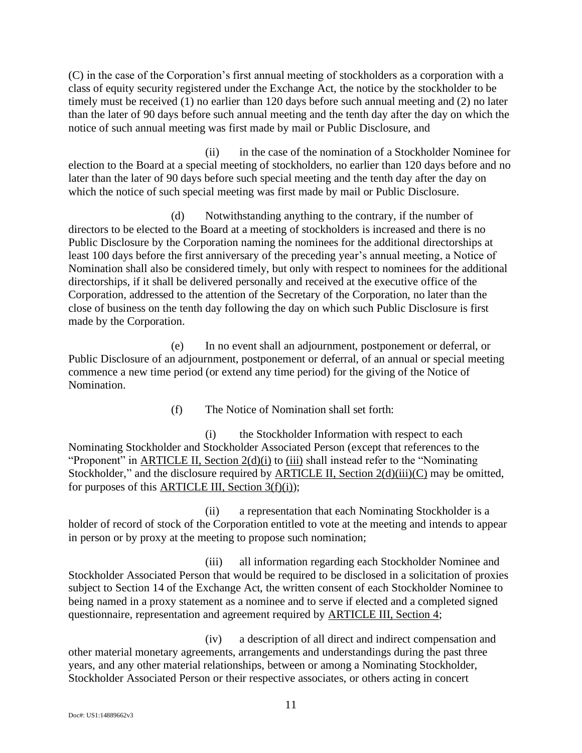(C) in the case of the Corporation's first annual meeting of stockholders as a corporation with a class of equity security registered under the Exchange Act, the notice by the stockholder to be timely must be received (1) no earlier than 120 days before such annual meeting and (2) no later than the later of 90 days before such annual meeting and the tenth day after the day on which the notice of such annual meeting was first made by mail or Public Disclosure, and

(ii) in the case of the nomination of a Stockholder Nominee for election to the Board at a special meeting of stockholders, no earlier than 120 days before and no later than the later of 90 days before such special meeting and the tenth day after the day on which the notice of such special meeting was first made by mail or Public Disclosure.

(d) Notwithstanding anything to the contrary, if the number of directors to be elected to the Board at a meeting of stockholders is increased and there is no Public Disclosure by the Corporation naming the nominees for the additional directorships at least 100 days before the first anniversary of the preceding year's annual meeting, a Notice of Nomination shall also be considered timely, but only with respect to nominees for the additional directorships, if it shall be delivered personally and received at the executive office of the Corporation, addressed to the attention of the Secretary of the Corporation, no later than the close of business on the tenth day following the day on which such Public Disclosure is first made by the Corporation.

(e) In no event shall an adjournment, postponement or deferral, or Public Disclosure of an adjournment, postponement or deferral, of an annual or special meeting commence a new time period (or extend any time period) for the giving of the Notice of Nomination.

(f) The Notice of Nomination shall set forth:

(i) the Stockholder Information with respect to each Nominating Stockholder and Stockholder Associated Person (except that references to the "Proponent" in ARTICLE II, Section 2(d)(i) to (iii) shall instead refer to the "Nominating Stockholder," and the disclosure required by ARTICLE II, Section 2(d)(iii)(C) may be omitted, for purposes of this ARTICLE III, Section 3(f)(i));

(ii) a representation that each Nominating Stockholder is a holder of record of stock of the Corporation entitled to vote at the meeting and intends to appear in person or by proxy at the meeting to propose such nomination;

(iii) all information regarding each Stockholder Nominee and Stockholder Associated Person that would be required to be disclosed in a solicitation of proxies subject to Section 14 of the Exchange Act, the written consent of each Stockholder Nominee to being named in a proxy statement as a nominee and to serve if elected and a completed signed questionnaire, representation and agreement required by ARTICLE III, Section 4;

(iv) a description of all direct and indirect compensation and other material monetary agreements, arrangements and understandings during the past three years, and any other material relationships, between or among a Nominating Stockholder, Stockholder Associated Person or their respective associates, or others acting in concert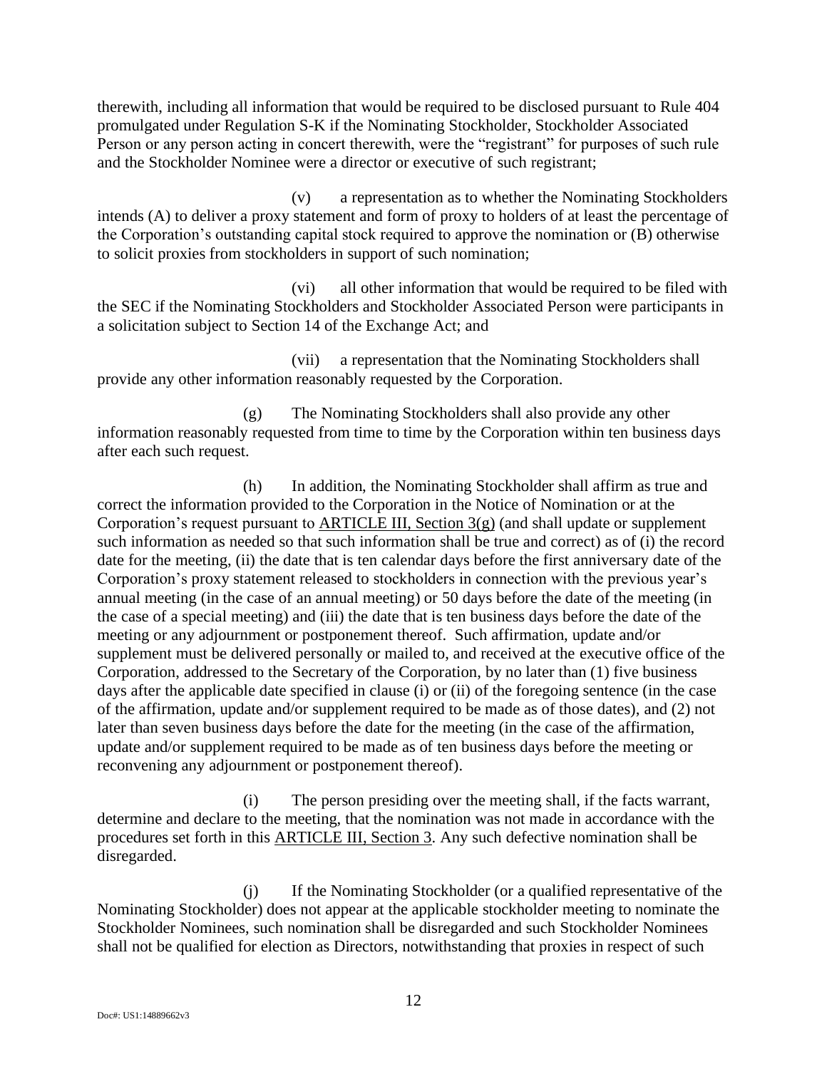therewith, including all information that would be required to be disclosed pursuant to Rule 404 promulgated under Regulation S-K if the Nominating Stockholder, Stockholder Associated Person or any person acting in concert therewith, were the "registrant" for purposes of such rule and the Stockholder Nominee were a director or executive of such registrant;

(v) a representation as to whether the Nominating Stockholders intends (A) to deliver a proxy statement and form of proxy to holders of at least the percentage of the Corporation's outstanding capital stock required to approve the nomination or (B) otherwise to solicit proxies from stockholders in support of such nomination;

(vi) all other information that would be required to be filed with the SEC if the Nominating Stockholders and Stockholder Associated Person were participants in a solicitation subject to Section 14 of the Exchange Act; and

(vii) a representation that the Nominating Stockholders shall provide any other information reasonably requested by the Corporation.

(g) The Nominating Stockholders shall also provide any other information reasonably requested from time to time by the Corporation within ten business days after each such request.

(h) In addition, the Nominating Stockholder shall affirm as true and correct the information provided to the Corporation in the Notice of Nomination or at the Corporation's request pursuant to ARTICLE III, Section 3(g) (and shall update or supplement such information as needed so that such information shall be true and correct) as of (i) the record date for the meeting, (ii) the date that is ten calendar days before the first anniversary date of the Corporation's proxy statement released to stockholders in connection with the previous year's annual meeting (in the case of an annual meeting) or 50 days before the date of the meeting (in the case of a special meeting) and (iii) the date that is ten business days before the date of the meeting or any adjournment or postponement thereof. Such affirmation, update and/or supplement must be delivered personally or mailed to, and received at the executive office of the Corporation, addressed to the Secretary of the Corporation, by no later than (1) five business days after the applicable date specified in clause (i) or (ii) of the foregoing sentence (in the case of the affirmation, update and/or supplement required to be made as of those dates), and (2) not later than seven business days before the date for the meeting (in the case of the affirmation, update and/or supplement required to be made as of ten business days before the meeting or reconvening any adjournment or postponement thereof).

(i) The person presiding over the meeting shall, if the facts warrant, determine and declare to the meeting, that the nomination was not made in accordance with the procedures set forth in this ARTICLE III, Section 3. Any such defective nomination shall be disregarded.

(j) If the Nominating Stockholder (or a qualified representative of the Nominating Stockholder) does not appear at the applicable stockholder meeting to nominate the Stockholder Nominees, such nomination shall be disregarded and such Stockholder Nominees shall not be qualified for election as Directors, notwithstanding that proxies in respect of such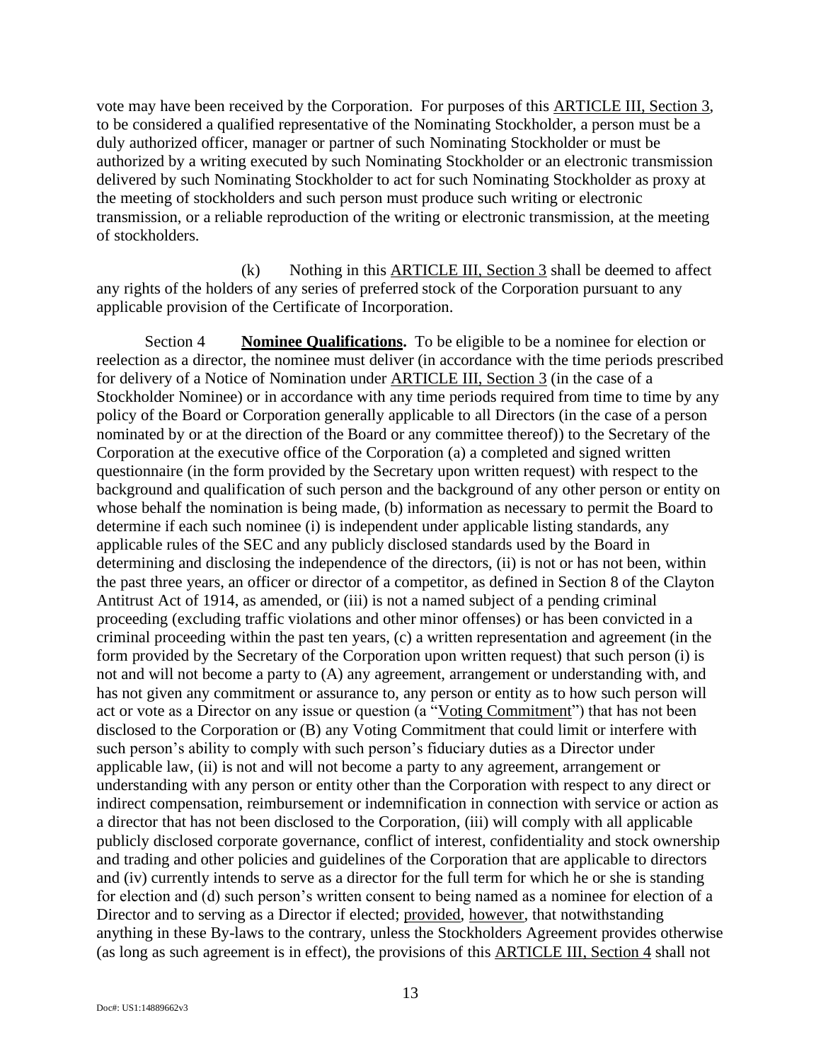vote may have been received by the Corporation. For purposes of this ARTICLE III, Section 3, to be considered a qualified representative of the Nominating Stockholder, a person must be a duly authorized officer, manager or partner of such Nominating Stockholder or must be authorized by a writing executed by such Nominating Stockholder or an electronic transmission delivered by such Nominating Stockholder to act for such Nominating Stockholder as proxy at the meeting of stockholders and such person must produce such writing or electronic transmission, or a reliable reproduction of the writing or electronic transmission, at the meeting of stockholders.

(k) Nothing in this ARTICLE III, Section 3 shall be deemed to affect any rights of the holders of any series of preferred stock of the Corporation pursuant to any applicable provision of the Certificate of Incorporation.

Section 4 **Nominee Qualifications.** To be eligible to be a nominee for election or reelection as a director, the nominee must deliver (in accordance with the time periods prescribed for delivery of a Notice of Nomination under ARTICLE III, Section 3 (in the case of a Stockholder Nominee) or in accordance with any time periods required from time to time by any policy of the Board or Corporation generally applicable to all Directors (in the case of a person nominated by or at the direction of the Board or any committee thereof)) to the Secretary of the Corporation at the executive office of the Corporation (a) a completed and signed written questionnaire (in the form provided by the Secretary upon written request) with respect to the background and qualification of such person and the background of any other person or entity on whose behalf the nomination is being made, (b) information as necessary to permit the Board to determine if each such nominee (i) is independent under applicable listing standards, any applicable rules of the SEC and any publicly disclosed standards used by the Board in determining and disclosing the independence of the directors, (ii) is not or has not been, within the past three years, an officer or director of a competitor, as defined in Section 8 of the Clayton Antitrust Act of 1914, as amended, or (iii) is not a named subject of a pending criminal proceeding (excluding traffic violations and other minor offenses) or has been convicted in a criminal proceeding within the past ten years, (c) a written representation and agreement (in the form provided by the Secretary of the Corporation upon written request) that such person (i) is not and will not become a party to (A) any agreement, arrangement or understanding with, and has not given any commitment or assurance to, any person or entity as to how such person will act or vote as a Director on any issue or question (a "Voting Commitment") that has not been disclosed to the Corporation or (B) any Voting Commitment that could limit or interfere with such person's ability to comply with such person's fiduciary duties as a Director under applicable law, (ii) is not and will not become a party to any agreement, arrangement or understanding with any person or entity other than the Corporation with respect to any direct or indirect compensation, reimbursement or indemnification in connection with service or action as a director that has not been disclosed to the Corporation, (iii) will comply with all applicable publicly disclosed corporate governance, conflict of interest, confidentiality and stock ownership and trading and other policies and guidelines of the Corporation that are applicable to directors and (iv) currently intends to serve as a director for the full term for which he or she is standing for election and (d) such person's written consent to being named as a nominee for election of a Director and to serving as a Director if elected; provided, however, that notwithstanding anything in these By-laws to the contrary, unless the Stockholders Agreement provides otherwise (as long as such agreement is in effect), the provisions of this ARTICLE III, Section 4 shall not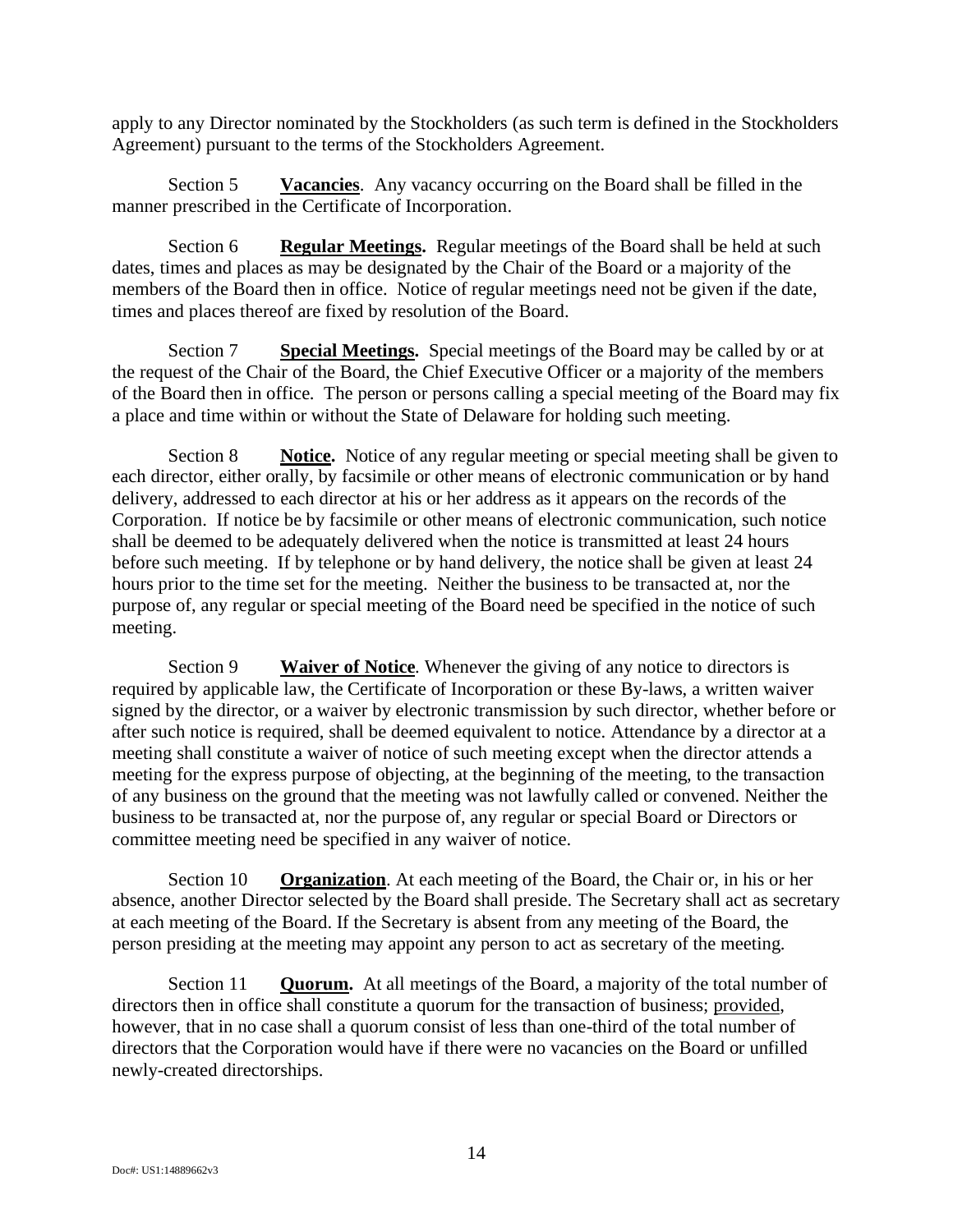apply to any Director nominated by the Stockholders (as such term is defined in the Stockholders Agreement) pursuant to the terms of the Stockholders Agreement.

Section 5 **Vacancies**. Any vacancy occurring on the Board shall be filled in the manner prescribed in the Certificate of Incorporation.

Section 6 **Regular Meetings.** Regular meetings of the Board shall be held at such dates, times and places as may be designated by the Chair of the Board or a majority of the members of the Board then in office. Notice of regular meetings need not be given if the date, times and places thereof are fixed by resolution of the Board.

Section 7 **Special Meetings.** Special meetings of the Board may be called by or at the request of the Chair of the Board, the Chief Executive Officer or a majority of the members of the Board then in office. The person or persons calling a special meeting of the Board may fix a place and time within or without the State of Delaware for holding such meeting.

Section 8 **Notice.** Notice of any regular meeting or special meeting shall be given to each director, either orally, by facsimile or other means of electronic communication or by hand delivery, addressed to each director at his or her address as it appears on the records of the Corporation. If notice be by facsimile or other means of electronic communication, such notice shall be deemed to be adequately delivered when the notice is transmitted at least 24 hours before such meeting. If by telephone or by hand delivery, the notice shall be given at least 24 hours prior to the time set for the meeting. Neither the business to be transacted at, nor the purpose of, any regular or special meeting of the Board need be specified in the notice of such meeting.

Section 9 **Waiver of Notice**. Whenever the giving of any notice to directors is required by applicable law, the Certificate of Incorporation or these By-laws, a written waiver signed by the director, or a waiver by electronic transmission by such director, whether before or after such notice is required, shall be deemed equivalent to notice. Attendance by a director at a meeting shall constitute a waiver of notice of such meeting except when the director attends a meeting for the express purpose of objecting, at the beginning of the meeting, to the transaction of any business on the ground that the meeting was not lawfully called or convened. Neither the business to be transacted at, nor the purpose of, any regular or special Board or Directors or committee meeting need be specified in any waiver of notice.

Section 10 **Organization**. At each meeting of the Board, the Chair or, in his or her absence, another Director selected by the Board shall preside. The Secretary shall act as secretary at each meeting of the Board. If the Secretary is absent from any meeting of the Board, the person presiding at the meeting may appoint any person to act as secretary of the meeting.

Section 11 **Quorum.** At all meetings of the Board, a majority of the total number of directors then in office shall constitute a quorum for the transaction of business; provided, however, that in no case shall a quorum consist of less than one-third of the total number of directors that the Corporation would have if there were no vacancies on the Board or unfilled newly-created directorships.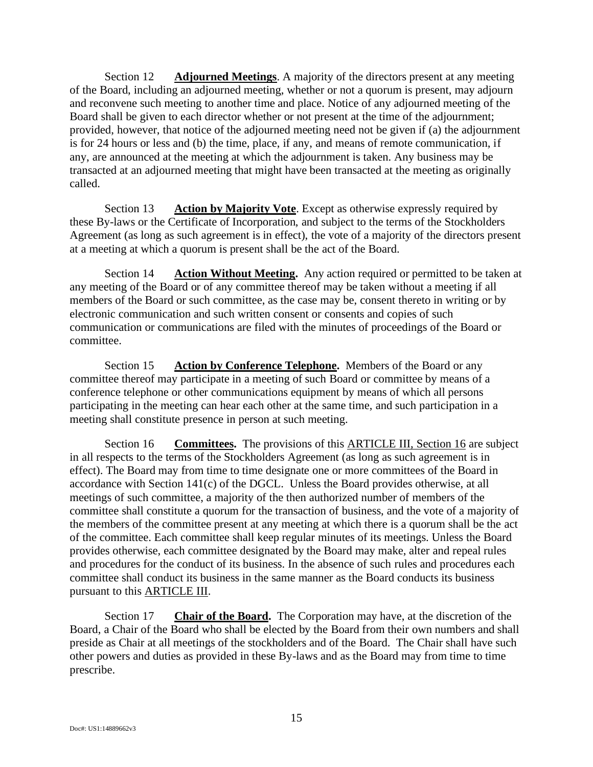Section 12 **Adjourned Meetings**. A majority of the directors present at any meeting of the Board, including an adjourned meeting, whether or not a quorum is present, may adjourn and reconvene such meeting to another time and place. Notice of any adjourned meeting of the Board shall be given to each director whether or not present at the time of the adjournment; provided, however, that notice of the adjourned meeting need not be given if (a) the adjournment is for 24 hours or less and (b) the time, place, if any, and means of remote communication, if any, are announced at the meeting at which the adjournment is taken. Any business may be transacted at an adjourned meeting that might have been transacted at the meeting as originally called.

Section 13 **Action by Majority Vote**. Except as otherwise expressly required by these By-laws or the Certificate of Incorporation, and subject to the terms of the Stockholders Agreement (as long as such agreement is in effect), the vote of a majority of the directors present at a meeting at which a quorum is present shall be the act of the Board.

Section 14 **Action Without Meeting.** Any action required or permitted to be taken at any meeting of the Board or of any committee thereof may be taken without a meeting if all members of the Board or such committee, as the case may be, consent thereto in writing or by electronic communication and such written consent or consents and copies of such communication or communications are filed with the minutes of proceedings of the Board or committee.

Section 15 **Action by Conference Telephone.** Members of the Board or any committee thereof may participate in a meeting of such Board or committee by means of a conference telephone or other communications equipment by means of which all persons participating in the meeting can hear each other at the same time, and such participation in a meeting shall constitute presence in person at such meeting.

Section 16 **Committees.** The provisions of this ARTICLE III, Section 16 are subject in all respects to the terms of the Stockholders Agreement (as long as such agreement is in effect). The Board may from time to time designate one or more committees of the Board in accordance with Section 141(c) of the DGCL. Unless the Board provides otherwise, at all meetings of such committee, a majority of the then authorized number of members of the committee shall constitute a quorum for the transaction of business, and the vote of a majority of the members of the committee present at any meeting at which there is a quorum shall be the act of the committee. Each committee shall keep regular minutes of its meetings. Unless the Board provides otherwise, each committee designated by the Board may make, alter and repeal rules and procedures for the conduct of its business. In the absence of such rules and procedures each committee shall conduct its business in the same manner as the Board conducts its business pursuant to this ARTICLE III.

Section 17 **Chair of the Board.** The Corporation may have, at the discretion of the Board, a Chair of the Board who shall be elected by the Board from their own numbers and shall preside as Chair at all meetings of the stockholders and of the Board. The Chair shall have such other powers and duties as provided in these By-laws and as the Board may from time to time prescribe.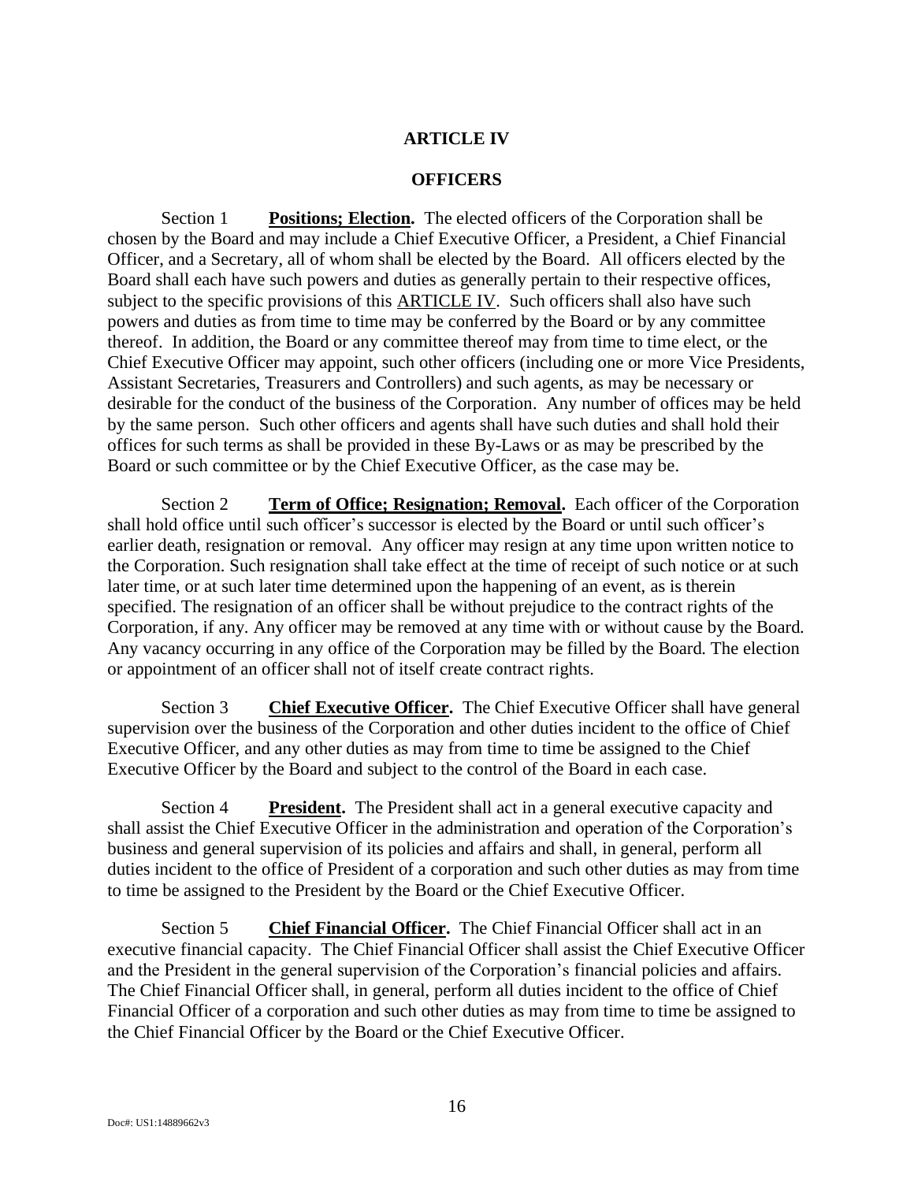# ARTICLE IV

## OFFICERS

Section 1 **Positions; Election.** The elected officers of the Corporation shall be chosen by the Board and may include a Chief Executive Officer, a President, a Chief Financial Officer, and a Secretary, all of whom shall be elected by the Board. All officers elected by the Board shall each have such powers and duties as generally pertain to their respective offices, subject to the specific provisions of this ARTICLE IV. Such officers shall also have such powers and duties as from time to time may be conferred by the Board or by any committee thereof. In addition, the Board or any committee thereof may from time to time elect, or the Chief Executive Officer may appoint, such other officers (including one or more Vice Presidents, Assistant Secretaries, Treasurers and Controllers) and such agents, as may be necessary or desirable for the conduct of the business of the Corporation. Any number of offices may be held by the same person. Such other officers and agents shall have such duties and shall hold their offices for such terms as shall be provided in these By-Laws or as may be prescribed by the Board or such committee or by the Chief Executive Officer, as the case may be.

Section 2 **Term of Office; Resignation; Removal.** Each officer of the Corporation shall hold office until such officer's successor is elected by the Board or until such officer's earlier death, resignation or removal. Any officer may resign at any time upon written notice to the Corporation. Such resignation shall take effect at the time of receipt of such notice or at such later time, or at such later time determined upon the happening of an event, as is therein specified. The resignation of an officer shall be without prejudice to the contract rights of the Corporation, if any. Any officer may be removed at any time with or without cause by the Board. Any vacancy occurring in any office of the Corporation may be filled by the Board. The election or appointment of an officer shall not of itself create contract rights.

Section 3 **Chief Executive Officer.** The Chief Executive Officer shall have general supervision over the business of the Corporation and other duties incident to the office of Chief Executive Officer, and any other duties as may from time to time be assigned to the Chief Executive Officer by the Board and subject to the control of the Board in each case.

Section 4 **President.** The President shall act in a general executive capacity and shall assist the Chief Executive Officer in the administration and operation of the Corporation's business and general supervision of its policies and affairs and shall, in general, perform all duties incident to the office of President of a corporation and such other duties as may from time to time be assigned to the President by the Board or the Chief Executive Officer.

Section 5 **Chief Financial Officer.** The Chief Financial Officer shall act in an executive financial capacity. The Chief Financial Officer shall assist the Chief Executive Officer and the President in the general supervision of the Corporation's financial policies and affairs. The Chief Financial Officer shall, in general, perform all duties incident to the office of Chief Financial Officer of a corporation and such other duties as may from time to time be assigned to the Chief Financial Officer by the Board or the Chief Executive Officer.

Doc#: US1:14889662v3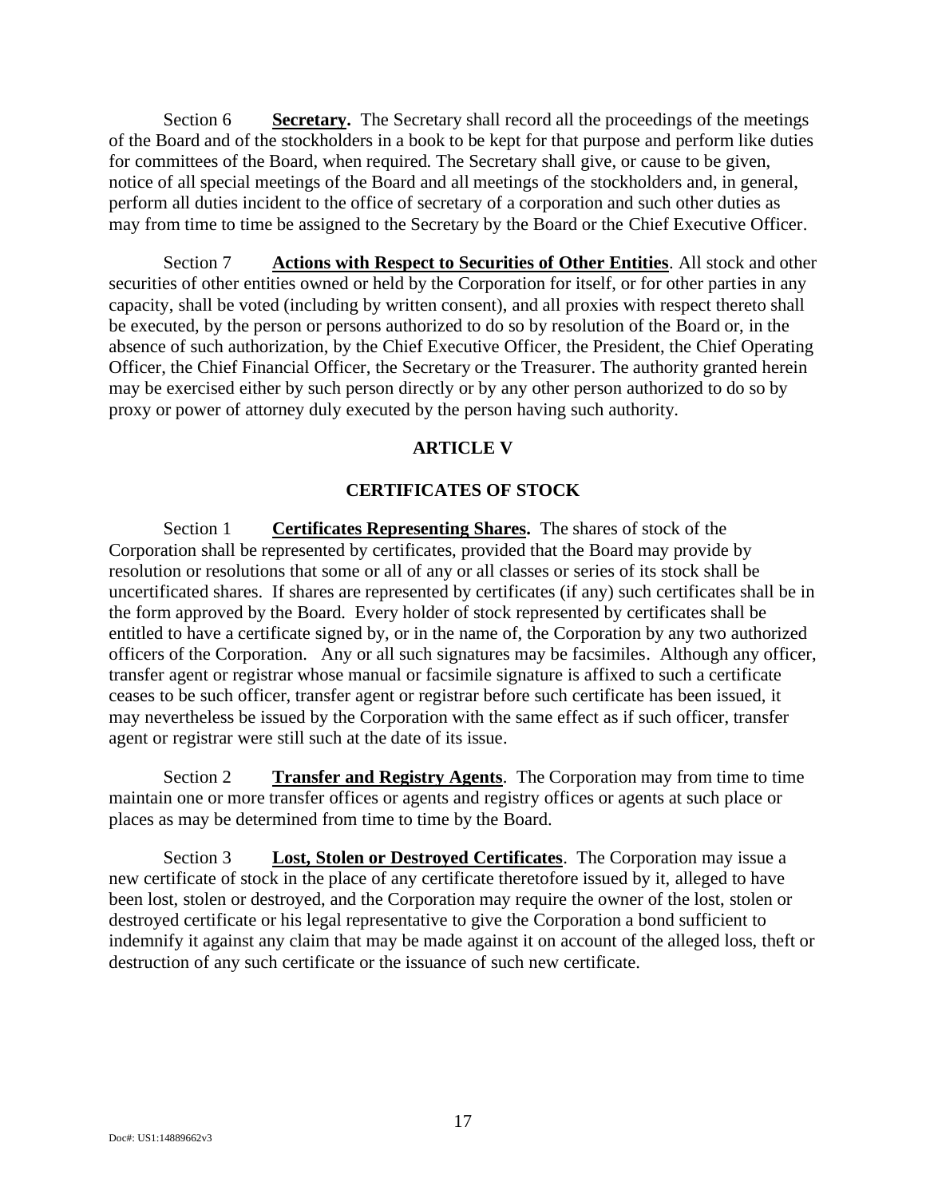Section 6 **Secretary.** The Secretary shall record all the proceedings of the meetings of the Board and of the stockholders in a book to be kept for that purpose and perform like duties for committees of the Board, when required. The Secretary shall give, or cause to be given, notice of all special meetings of the Board and all meetings of the stockholders and, in general, perform all duties incident to the office of secretary of a corporation and such other duties as may from time to time be assigned to the Secretary by the Board or the Chief Executive Officer.

Section 7 **Actions with Respect to Securities of Other Entities**. All stock and other securities of other entities owned or held by the Corporation for itself, or for other parties in any capacity, shall be voted (including by written consent), and all proxies with respect thereto shall be executed, by the person or persons authorized to do so by resolution of the Board or, in the absence of such authorization, by the Chief Executive Officer, the President, the Chief Operating Officer, the Chief Financial Officer, the Secretary or the Treasurer. The authority granted herein may be exercised either by such person directly or by any other person authorized to do so by proxy or power of attorney duly executed by the person having such authority.

## ARTICLE V

## CERTIFICATES OF STOCK

Section 1 **Certificates Representing Shares.** The shares of stock of the Corporation shall be represented by certificates, provided that the Board may provide by resolution or resolutions that some or all of any or all classes or series of its stock shall be uncertificated shares. If shares are represented by certificates (if any) such certificates shall be in the form approved by the Board. Every holder of stock represented by certificates shall be entitled to have a certificate signed by, or in the name of, the Corporation by any two authorized officers of the Corporation. Any or all such signatures may be facsimiles. Although any officer, transfer agent or registrar whose manual or facsimile signature is affixed to such a certificate ceases to be such officer, transfer agent or registrar before such certificate has been issued, it may nevertheless be issued by the Corporation with the same effect as if such officer, transfer agent or registrar were still such at the date of its issue.

Section 2 **Transfer and Registry Agents**. The Corporation may from time to time maintain one or more transfer offices or agents and registry offices or agents at such place or places as may be determined from time to time by the Board.

Section 3 **Lost, Stolen or Destroyed Certificates**. The Corporation may issue a new certificate of stock in the place of any certificate theretofore issued by it, alleged to have been lost, stolen or destroyed, and the Corporation may require the owner of the lost, stolen or destroyed certificate or his legal representative to give the Corporation a bond sufficient to indemnify it against any claim that may be made against it on account of the alleged loss, theft or destruction of any such certificate or the issuance of such new certificate.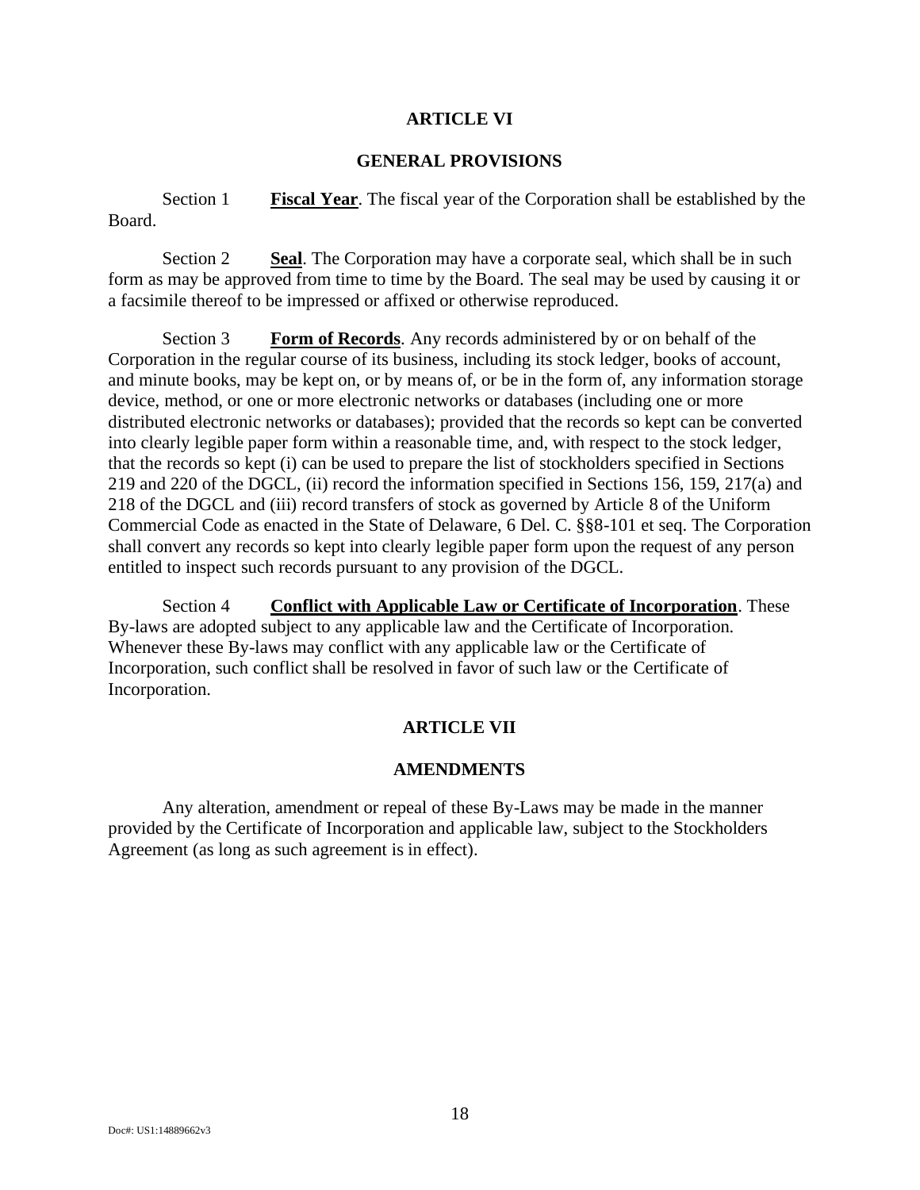## ARTICLE VI

## GENERAL PROVISIONS

Section 1 **Fiscal Year**. The fiscal year of the Corporation shall be established by the Board.

Section 2 **Seal**. The Corporation may have a corporate seal, which shall be in such form as may be approved from time to time by the Board. The seal may be used by causing it or a facsimile thereof to be impressed or affixed or otherwise reproduced.

Section 3 **Form of Records**. Any records administered by or on behalf of the Corporation in the regular course of its business, including its stock ledger, books of account, and minute books, may be kept on, or by means of, or be in the form of, any information storage device, method, or one or more electronic networks or databases (including one or more distributed electronic networks or databases); provided that the records so kept can be converted into clearly legible paper form within a reasonable time, and, with respect to the stock ledger, that the records so kept (i) can be used to prepare the list of stockholders specified in Sections 219 and 220 of the DGCL, (ii) record the information specified in Sections 156, 159, 217(a) and 218 of the DGCL and (iii) record transfers of stock as governed by Article 8 of the Uniform Commercial Code as enacted in the State of Delaware, 6 Del. C. §§8-101 et seq. The Corporation shall convert any records so kept into clearly legible paper form upon the request of any person entitled to inspect such records pursuant to any provision of the DGCL.

Section 4 **Conflict with Applicable Law or Certificate of Incorporation**. These By-laws are adopted subject to any applicable law and the Certificate of Incorporation. Whenever these By-laws may conflict with any applicable law or the Certificate of Incorporation, such conflict shall be resolved in favor of such law or the Certificate of Incorporation.

## ARTICLE VII

## AMENDMENTS

Any alteration, amendment or repeal of these By-Laws may be made in the manner provided by the Certificate of Incorporation and applicable law, subject to the Stockholders Agreement (as long as such agreement is in effect).